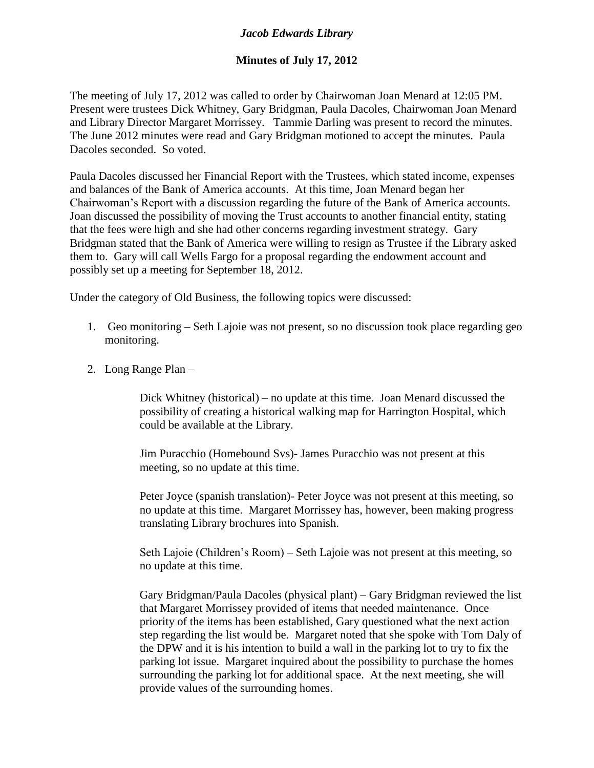# *Jacob Edwards Library*

## Minutes of July 17, 2012

The meeting of July 17, 2012 was called to order by Chairwoman Joan Menard at 12:05 PM. Present were trustees Dick Whitney, Gary Bridgman, Paula Dacoles, Chairwoman Joan Menard and Library Director Margaret Morrissey. Tammie Darling was present to record the minutes. The June 2012 minutes were read and Gary Bridgman motioned to accept the minutes. Paula Dacoles seconded. So voted.

Paula Dacoles discussed her Financial Report with the Trustees, which stated income, expenses and balances of the Bank of America accounts. At this time, Joan Menard began her Chairwoman's Report with a discussion regarding the future of the Bank of America accounts. Joan discussed the possibility of moving the Trust accounts to another financial entity, stating that the fees were high and she had other concerns regarding investment strategy. Gary Bridgman stated that the Bank of America were willing to resign as Trustee if the Library asked them to. Gary will call Wells Fargo for a proposal regarding the endowment account and possibly set up a meeting for September 18, 2012.

Under the category of Old Business, the following topics were discussed:

1. Geo monitoring – Seth Lajoie was not present, so no discussion took place regarding geo monitoring.

2. Long Range Plan –

    Dick Whitney (historical) – no update at this time. Joan Menard discussed the possibility of creating a historical walking map for Harrington Hospital, which could be available at the Library.

    Jim Puracchio (Homebound Svs)- James Puracchio was not present at this meeting, so no update at this time.

    Peter Joyce (spanish translation)- Peter Joyce was not present at this meeting, so no update at this time. Margaret Morrissey has, however, been making progress translating Library brochures into Spanish.

    Seth Lajoie (Children's Room) – Seth Lajoie was not present at this meeting, so no update at this time.

    Gary Bridgman/Paula Dacoles (physical plant) – Gary Bridgman reviewed the list that Margaret Morrissey provided of items that needed maintenance. Once priority of the items has been established, Gary questioned what the next action step regarding the list would be. Margaret noted that she spoke with Tom Daly of the DPW and it is his intention to build a wall in the parking lot to try to fix the parking lot issue. Margaret inquired about the possibility to purchase the homes surrounding the parking lot for additional space. At the next meeting, she will provide values of the surrounding homes.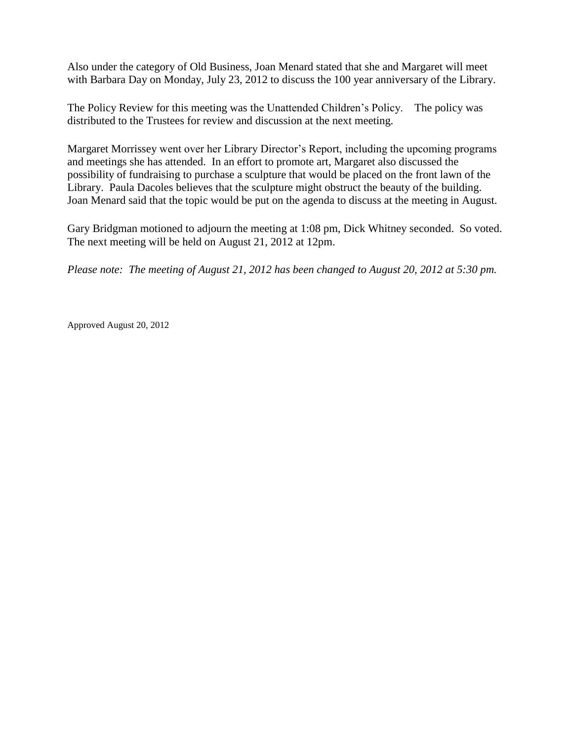Also under the category of Old Business, Joan Menard stated that she and Margaret will meet with Barbara Day on Monday, July 23, 2012 to discuss the 100 year anniversary of the Library.

The Policy Review for this meeting was the Unattended Children's Policy. The policy was distributed to the Trustees for review and discussion at the next meeting.

Margaret Morrissey went over her Library Director's Report, including the upcoming programs and meetings she has attended. In an effort to promote art, Margaret also discussed the possibility of fundraising to purchase a sculpture that would be placed on the front lawn of the Library. Paula Dacoles believes that the sculpture might obstruct the beauty of the building. Joan Menard said that the topic would be put on the agenda to discuss at the meeting in August.

Gary Bridgman motioned to adjourn the meeting at 1:08 pm, Dick Whitney seconded. So voted. The next meeting will be held on August 21, 2012 at 12pm.

*Please note: The meeting of August 21, 2012 has been changed to August 20, 2012 at 5:30 pm.*

Approved August 20, 2012